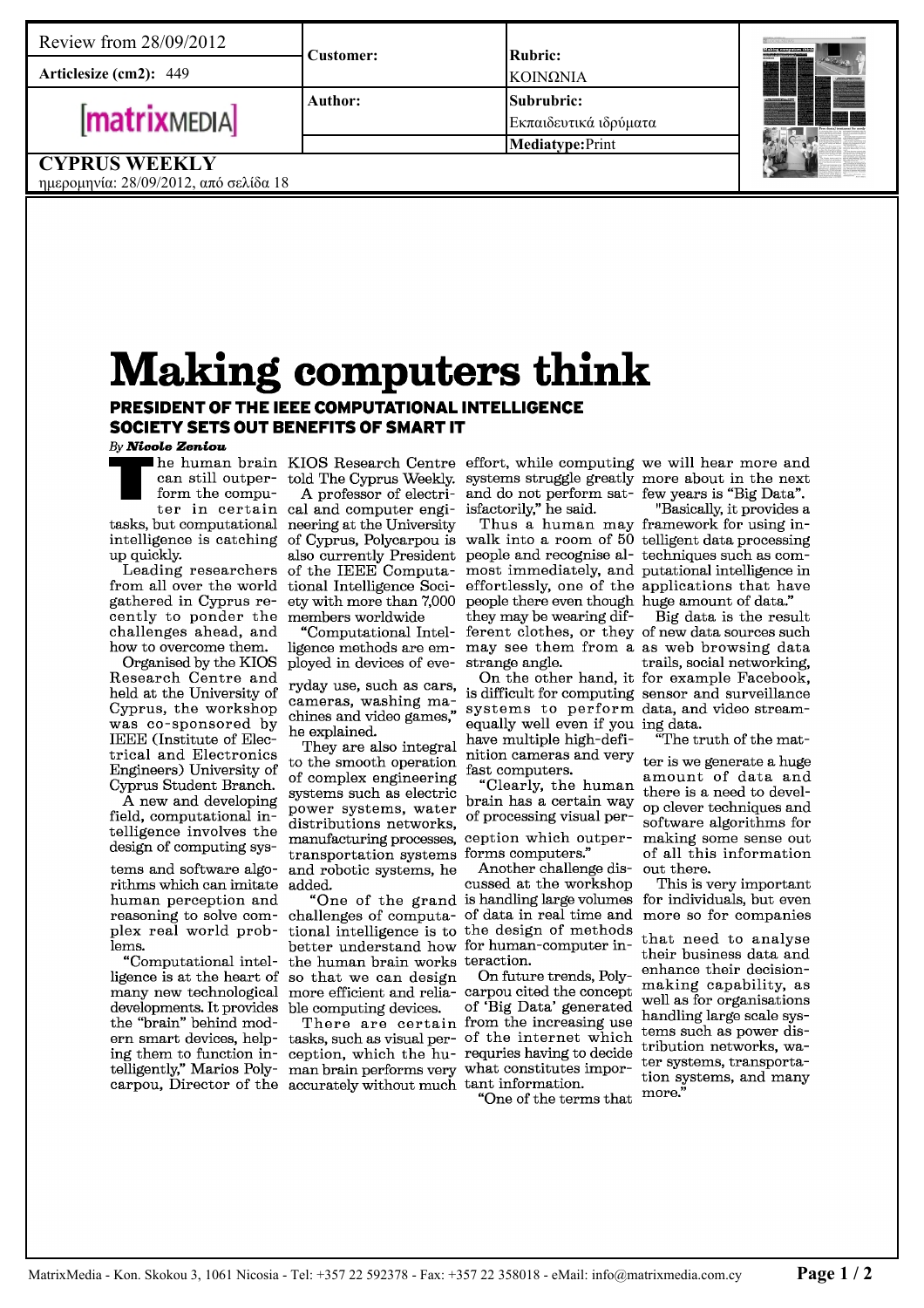# Making computers think

## PRESIDENT OF THE IEEE COMPUTATIONAL INTELLIGENCE SOCIETY SETS OUT BENEFITS OF SMART IT

*By **Nicole Zeniou***

The human brain can still outperform the computer in certain tasks, but computational intelligence is catching up quickly.

Leading researchers from all over the world gathered in Cyprus recently to ponder the challenges ahead, and how to overcome them.

Organised by the KIOS Research Centre and held at the University of Cyprus, the workshop was co-sponsored by IEEE (Institute of Electrical and Electronics Engineers) University of Cyprus Student Branch.

A new and developing field, computational intelligence involves the design of computing systems and software algorithms which can imitate human perception and reasoning to solve complex real world problems.

"Computational intelligence is at the heart of many new technological developments. It provides the "brain" behind modern smart devices, helping them to function intelligently," Marios Polycarpou, Director of the KIOS Research Centre told The Cyprus Weekly.

A professor of electrical and computer engineering at the University of Cyprus, Polycarpou is also currently President of the IEEE Computational Intelligence Society with more than 7,000 members worldwide

"Computational Intelligence methods are employed in devices of everyday use, such as cars, cameras, washing machines and video games," he explained.

They are also integral to the smooth operation of complex engineering systems such as electric power systems, water distributions networks, manufacturing processes, transportation systems and robotic systems, he added.

"One of the grand challenges of computational intelligence is to better understand how the human brain works so that we can design more efficient and reliable computing devices.

There are certain tasks, such as visual perception, which the human brain performs very accurately without much effort, while computing systems struggle greatly and do not perform satisfactorily," he said.

Thus a human may walk into a room of 50 people and recognise almost immediately, and effortlessly, one of the people there even though they may be wearing different clothes, or they may see them from a strange angle.

On the other hand, it is difficult for computing systems to perform equally well even if you have multiple high-definition cameras and very fast computers.

"Clearly, the human brain has a certain way of processing visual perception which outperforms computers."

Another challenge discussed at the workshop is handling large volumes of data in real time and the design of methods for human-computer interaction.

On future trends, Polycarpou cited the concept of 'Big Data' generated from the increasing use of the internet which requries having to decide what constitutes important information.

"One of the terms that we will hear more and more about in the next few years is "Big Data".

"Basically, it provides a framework for using intelligent data processing techniques such as computational intelligence in applications that have huge amount of data."

Big data is the result of new data sources such as web browsing data trails, social networking, for example Facebook, sensor and surveillance data, and video streaming data.

"The truth of the matter is we generate a huge amount of data and there is a need to develop clever techniques and software algorithms for making some sense out of all this information out there.

This is very important for individuals, but even more so for companies that need to analyse their business data and enhance their decision-making capability, as well as for organisations handling large scale systems such as power distribution networks, water systems, transportation systems, and many more."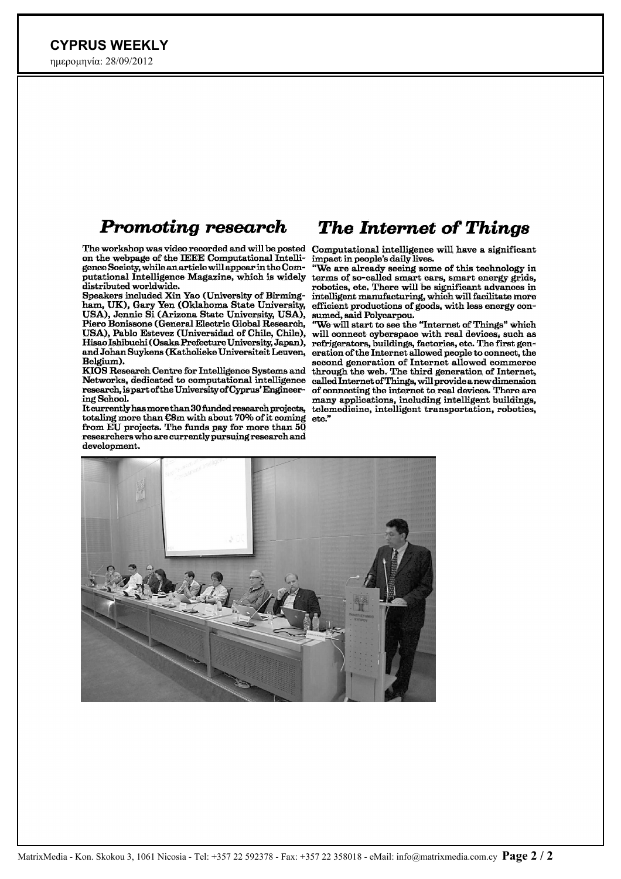## Promoting research

The workshop was video recorded and will be posted on the webpage of the IEEE Computational Intelligence Society, while an article will appear in the Computational Intelligence Magazine, which is widely distributed worldwide.

Speakers included Xin Yao (University of Birmingham, UK), Gary Yen (Oklahoma State University, USA), Jennie Si (Arizona State University, USA), Piero Bonissone (General Electric Global Research, USA), Pablo Estevez (Universidad of Chile, Chile), Hisao Ishibuchi (Osaka Prefecture University, Japan), and Johan Suykens (Katholieke Universiteit Leuven, Belgium).

KIOS Research Centre for Intelligence Systems and Networks, dedicated to computational intelligence research, is part of the University of Cyprus' Engineering School.

It currently has more than 30 funded research projects, totaling more than €8m with about 70% of it coming from EU projects. The funds pay for more than 50 researchers who are currently pursuing research and development.

## The Internet of Things

Computational intelligence will have a significant impact in people's daily lives.

"We are already seeing some of this technology in terms of so-called smart cars, smart energy grids, robotics, etc. There will be significant advances in intelligent manufacturing, which will facilitate more efficient productions of goods, with less energy consumed, said Polycarpou.

"We will start to see the "Internet of Things" which will connect cyberspace with real devices, such as refrigerators, buildings, factories, etc. The first generation of the Internet allowed people to connect, the second generation of Internet allowed commerce through the web. The third generation of Internet, called Internet of Things, will provide a new dimension of connecting the internet to real devices. There are many applications, including intelligent buildings, telemedicine, intelligent transportation, robotics, etc."